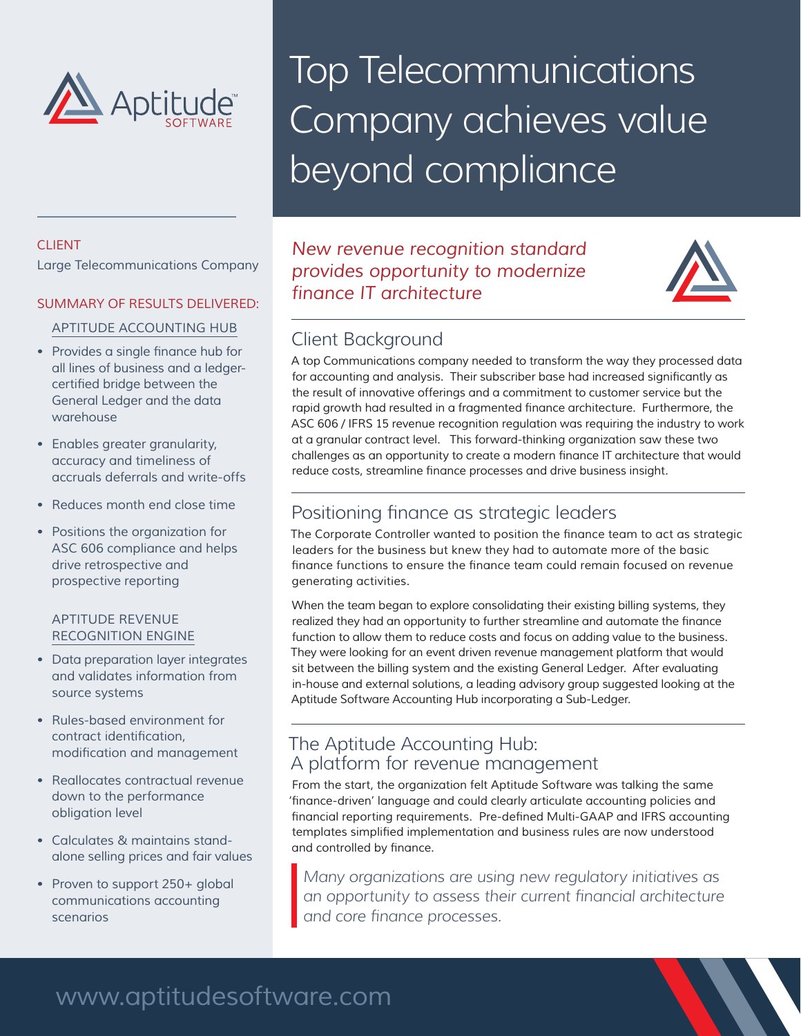# Top Telecommunications Company achieves value beyond compliance

CLIENT

Large Telecommunications Company

SUMMARY OF RESULTS DELIVERED:

APTITUDE ACCOUNTING HUB

- Provides a single finance hub for all lines of business and a ledger-certified bridge between the General Ledger and the data warehouse
- Enables greater granularity, accuracy and timeliness of accruals deferrals and write-offs
- Reduces month end close time
- Positions the organization for ASC 606 compliance and helps drive retrospective and prospective reporting

APTITUDE REVENUE RECOGNITION ENGINE

- Data preparation layer integrates and validates information from source systems
- Rules-based environment for contract identification, modification and management
- Reallocates contractual revenue down to the performance obligation level
- Calculates & maintains stand-alone selling prices and fair values
- Proven to support 250+ global communications accounting scenarios

*New revenue recognition standard provides opportunity to modernize finance IT architecture*

## Client Background

A top Communications company needed to transform the way they processed data for accounting and analysis. Their subscriber base had increased significantly as the result of innovative offerings and a commitment to customer service but the rapid growth had resulted in a fragmented finance architecture. Furthermore, the ASC 606 / IFRS 15 revenue recognition regulation was requiring the industry to work at a granular contract level. This forward-thinking organization saw these two challenges as an opportunity to create a modern finance IT architecture that would reduce costs, streamline finance processes and drive business insight.

## Positioning finance as strategic leaders

The Corporate Controller wanted to position the finance team to act as strategic leaders for the business but knew they had to automate more of the basic finance functions to ensure the finance team could remain focused on revenue generating activities.

When the team began to explore consolidating their existing billing systems, they realized they had an opportunity to further streamline and automate the finance function to allow them to reduce costs and focus on adding value to the business. They were looking for an event driven revenue management platform that would sit between the billing system and the existing General Ledger. After evaluating in-house and external solutions, a leading advisory group suggested looking at the Aptitude Software Accounting Hub incorporating a Sub-Ledger.

## The Aptitude Accounting Hub: A platform for revenue management

From the start, the organization felt Aptitude Software was talking the same 'finance-driven' language and could clearly articulate accounting policies and financial reporting requirements. Pre-defined Multi-GAAP and IFRS accounting templates simplified implementation and business rules are now understood and controlled by finance.

> *Many organizations are using new regulatory initiatives as an opportunity to assess their current financial architecture and core finance processes.*

www.aptitudesoftware.com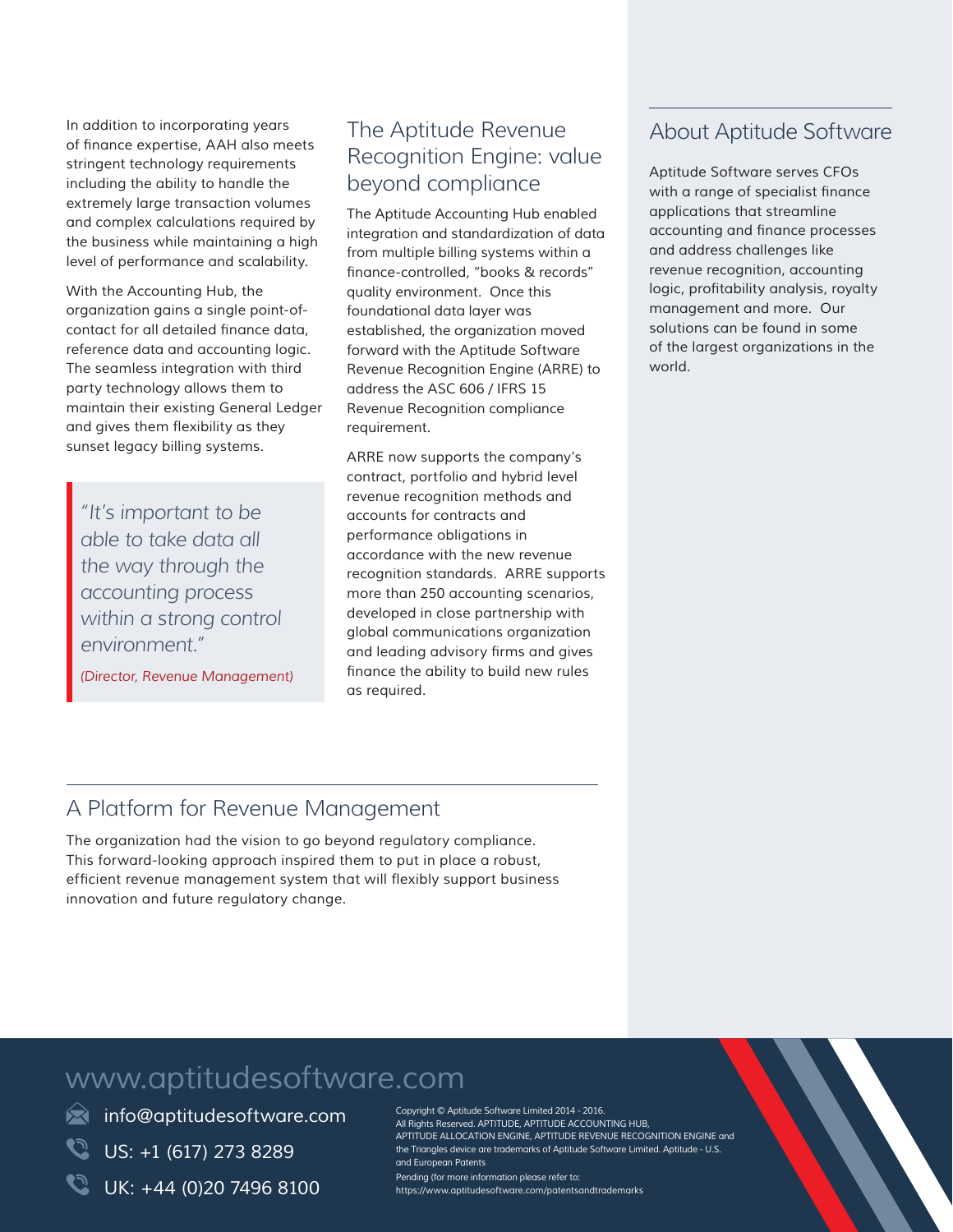In addition to incorporating years of finance expertise, AAH also meets stringent technology requirements including the ability to handle the extremely large transaction volumes and complex calculations required by the business while maintaining a high level of performance and scalability.

With the Accounting Hub, the organization gains a single point-of-contact for all detailed finance data, reference data and accounting logic. The seamless integration with third party technology allows them to maintain their existing General Ledger and gives them flexibility as they sunset legacy billing systems.

> *"It's important to be able to take data all the way through the accounting process within a strong control environment."*
>
> *(Director, Revenue Management)*

## The Aptitude Revenue Recognition Engine: value beyond compliance

The Aptitude Accounting Hub enabled integration and standardization of data from multiple billing systems within a finance-controlled, "books & records" quality environment. Once this foundational data layer was established, the organization moved forward with the Aptitude Software Revenue Recognition Engine (ARRE) to address the ASC 606 / IFRS 15 Revenue Recognition compliance requirement.

ARRE now supports the company's contract, portfolio and hybrid level revenue recognition methods and accounts for contracts and performance obligations in accordance with the new revenue recognition standards. ARRE supports more than 250 accounting scenarios, developed in close partnership with global communications organization and leading advisory firms and gives finance the ability to build new rules as required.

## A Platform for Revenue Management

The organization had the vision to go beyond regulatory compliance. This forward-looking approach inspired them to put in place a robust, efficient revenue management system that will flexibly support business innovation and future regulatory change.

## About Aptitude Software

Aptitude Software serves CFOs with a range of specialist finance applications that streamline accounting and finance processes and address challenges like revenue recognition, accounting logic, profitability analysis, royalty management and more. Our solutions can be found in some of the largest organizations in the world.

www.aptitudesoftware.com

info@aptitudesoftware.com

US: +1 (617) 273 8289

UK: +44 (0)20 7496 8100

Copyright © Aptitude Software Limited 2014 - 2016. All Rights Reserved. APTITUDE, APTITUDE ACCOUNTING HUB, APTITUDE ALLOCATION ENGINE, APTITUDE REVENUE RECOGNITION ENGINE and the Triangles device are trademarks of Aptitude Software Limited. Aptitude - U.S. and European Patents Pending (for more information please refer to: https://www.aptitudesoftware.com/patentsandtrademarks